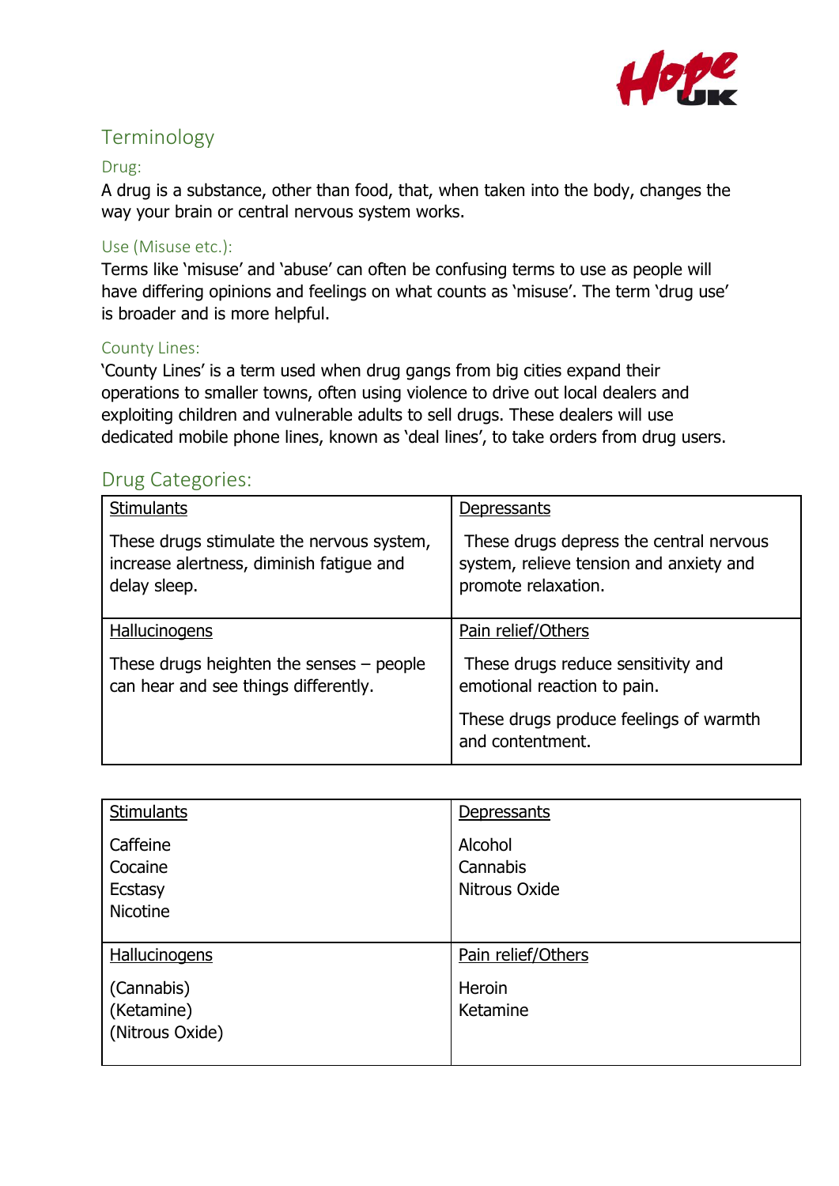## Terminology

### Drug:

A drug is a substance, other than food, that, when taken into the body, changes the way your brain or central nervous system works.

### Use (Misuse etc.):

Terms like 'misuse' and 'abuse' can often be confusing terms to use as people will have differing opinions and feelings on what counts as 'misuse'. The term 'drug use' is broader and is more helpful.

### County Lines:

'County Lines' is a term used when drug gangs from big cities expand their operations to smaller towns, often using violence to drive out local dealers and exploiting children and vulnerable adults to sell drugs. These dealers will use dedicated mobile phone lines, known as 'deal lines', to take orders from drug users.

## Drug Categories:

| Stimulants | Depressants |
|---|---|
| These drugs stimulate the nervous system, increase alertness, diminish fatigue and delay sleep. | These drugs depress the central nervous system, relieve tension and anxiety and promote relaxation. |
| **Hallucinogens** | **Pain relief/Others** |
| These drugs heighten the senses – people can hear and see things differently. | These drugs reduce sensitivity and emotional reaction to pain.<br><br>These drugs produce feelings of warmth and contentment. |

| Stimulants | Depressants |
|---|---|
| Caffeine<br>Cocaine<br>Ecstasy<br>Nicotine | Alcohol<br>Cannabis<br>Nitrous Oxide |
| **Hallucinogens** | **Pain relief/Others** |
| (Cannabis)<br>(Ketamine)<br>(Nitrous Oxide) | Heroin<br>Ketamine |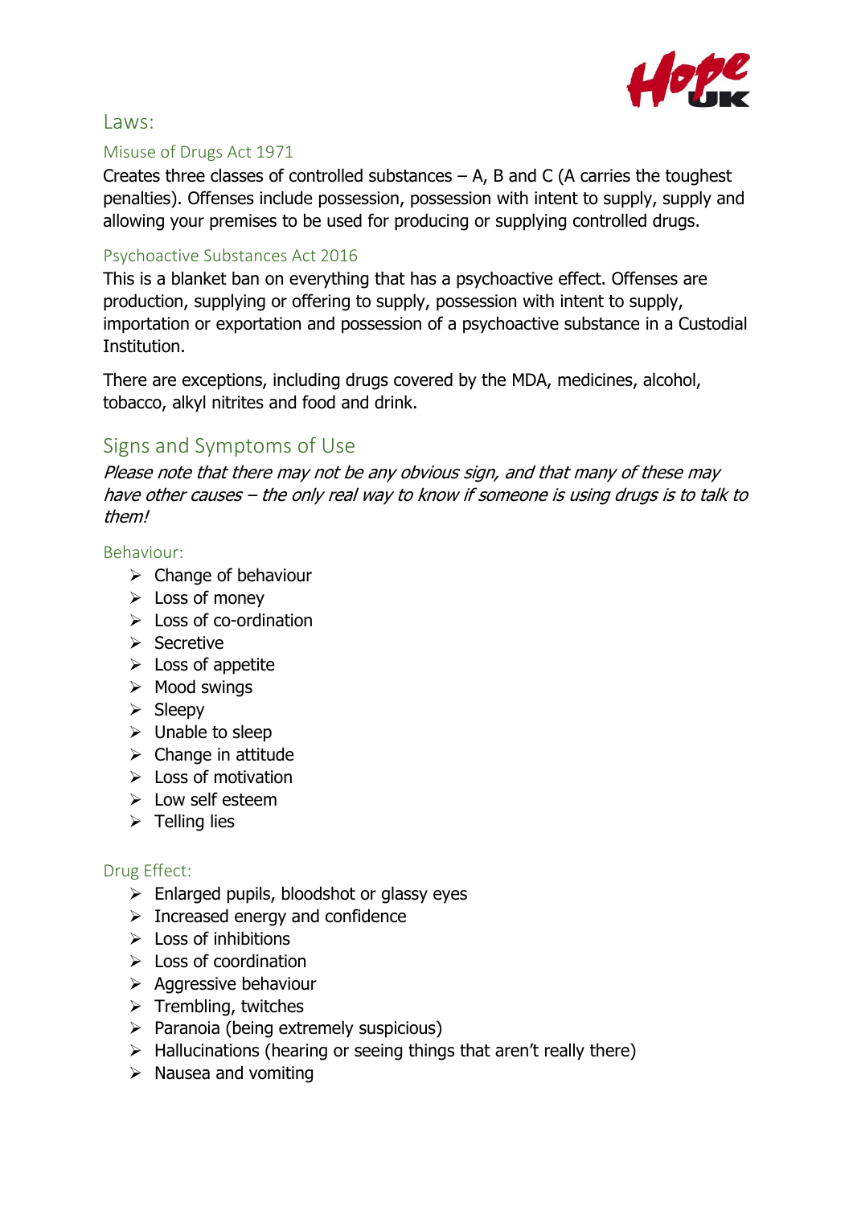## Laws:

### Misuse of Drugs Act 1971

Creates three classes of controlled substances – A, B and C (A carries the toughest penalties). Offenses include possession, possession with intent to supply, supply and allowing your premises to be used for producing or supplying controlled drugs.

### Psychoactive Substances Act 2016

This is a blanket ban on everything that has a psychoactive effect. Offenses are production, supplying or offering to supply, possession with intent to supply, importation or exportation and possession of a psychoactive substance in a Custodial Institution.

There are exceptions, including drugs covered by the MDA, medicines, alcohol, tobacco, alkyl nitrites and food and drink.

## Signs and Symptoms of Use

*Please note that there may not be any obvious sign, and that many of these may have other causes – the only real way to know if someone is using drugs is to talk to them!*

### Behaviour:

- Change of behaviour
- Loss of money
- Loss of co-ordination
- Secretive
- Loss of appetite
- Mood swings
- Sleepy
- Unable to sleep
- Change in attitude
- Loss of motivation
- Low self esteem
- Telling lies

### Drug Effect:

- Enlarged pupils, bloodshot or glassy eyes
- Increased energy and confidence
- Loss of inhibitions
- Loss of coordination
- Aggressive behaviour
- Trembling, twitches
- Paranoia (being extremely suspicious)
- Hallucinations (hearing or seeing things that aren't really there)
- Nausea and vomiting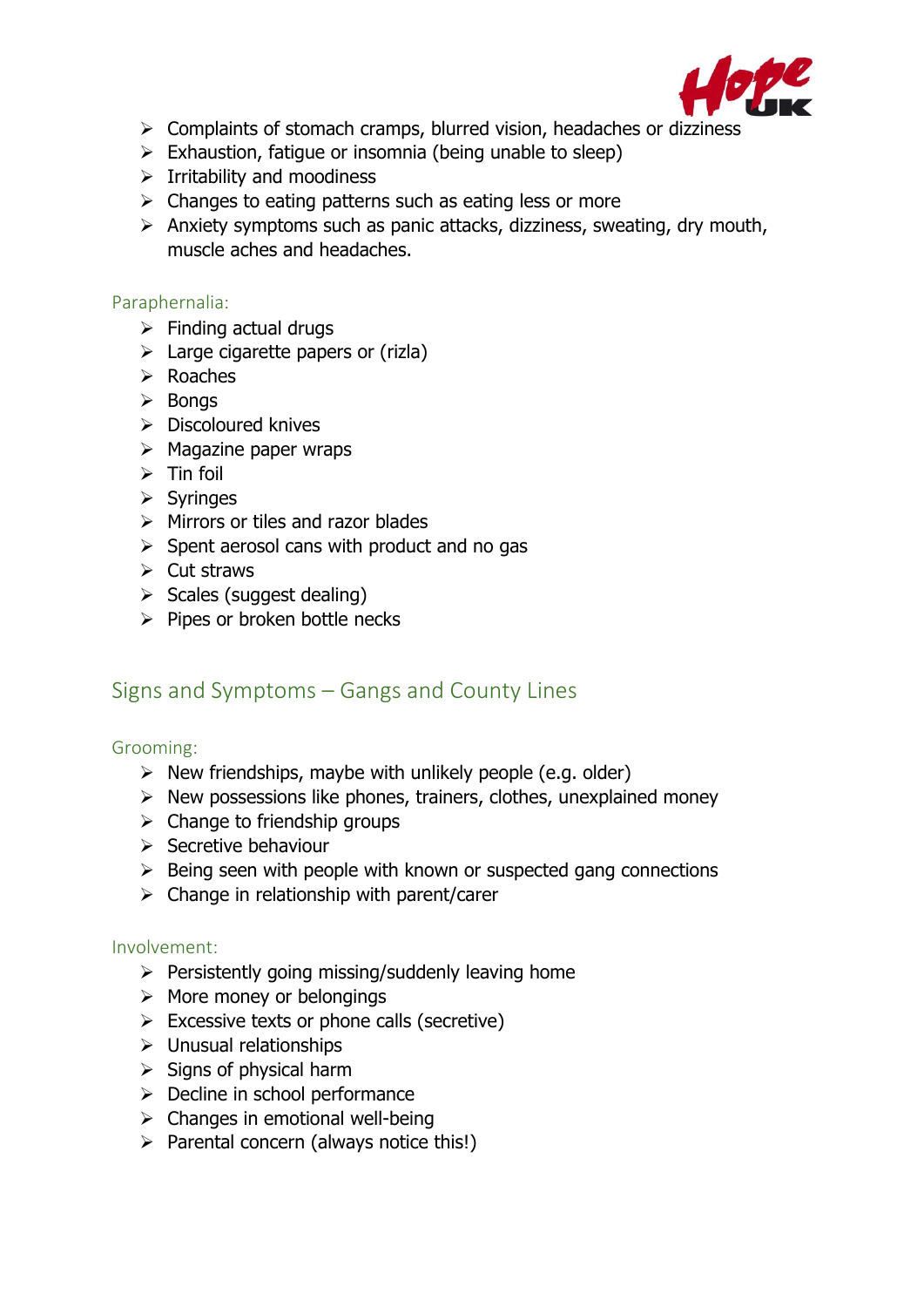- Complaints of stomach cramps, blurred vision, headaches or dizziness
- Exhaustion, fatigue or insomnia (being unable to sleep)
- Irritability and moodiness
- Changes to eating patterns such as eating less or more
- Anxiety symptoms such as panic attacks, dizziness, sweating, dry mouth, muscle aches and headaches.

### Paraphernalia:

- Finding actual drugs
- Large cigarette papers or (rizla)
- Roaches
- Bongs
- Discoloured knives
- Magazine paper wraps
- Tin foil
- Syringes
- Mirrors or tiles and razor blades
- Spent aerosol cans with product and no gas
- Cut straws
- Scales (suggest dealing)
- Pipes or broken bottle necks

## Signs and Symptoms – Gangs and County Lines

### Grooming:

- New friendships, maybe with unlikely people (e.g. older)
- New possessions like phones, trainers, clothes, unexplained money
- Change to friendship groups
- Secretive behaviour
- Being seen with people with known or suspected gang connections
- Change in relationship with parent/carer

### Involvement:

- Persistently going missing/suddenly leaving home
- More money or belongings
- Excessive texts or phone calls (secretive)
- Unusual relationships
- Signs of physical harm
- Decline in school performance
- Changes in emotional well-being
- Parental concern (always notice this!)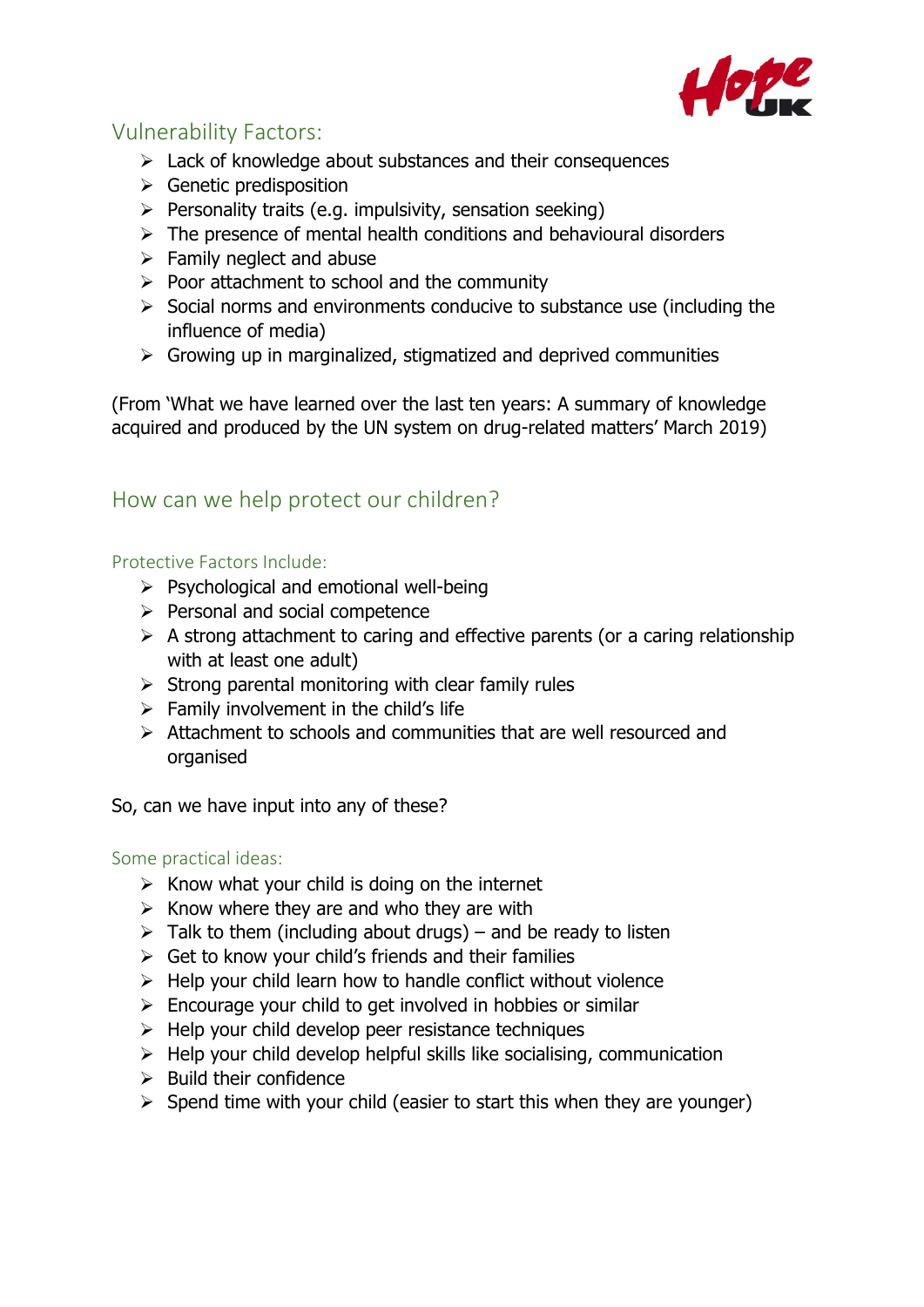## Vulnerability Factors:

- Lack of knowledge about substances and their consequences
- Genetic predisposition
- Personality traits (e.g. impulsivity, sensation seeking)
- The presence of mental health conditions and behavioural disorders
- Family neglect and abuse
- Poor attachment to school and the community
- Social norms and environments conducive to substance use (including the influence of media)
- Growing up in marginalized, stigmatized and deprived communities

(From 'What we have learned over the last ten years: A summary of knowledge acquired and produced by the UN system on drug-related matters' March 2019)

## How can we help protect our children?

### Protective Factors Include:

- Psychological and emotional well-being
- Personal and social competence
- A strong attachment to caring and effective parents (or a caring relationship with at least one adult)
- Strong parental monitoring with clear family rules
- Family involvement in the child's life
- Attachment to schools and communities that are well resourced and organised

So, can we have input into any of these?

### Some practical ideas:

- Know what your child is doing on the internet
- Know where they are and who they are with
- Talk to them (including about drugs) – and be ready to listen
- Get to know your child's friends and their families
- Help your child learn how to handle conflict without violence
- Encourage your child to get involved in hobbies or similar
- Help your child develop peer resistance techniques
- Help your child develop helpful skills like socialising, communication
- Build their confidence
- Spend time with your child (easier to start this when they are younger)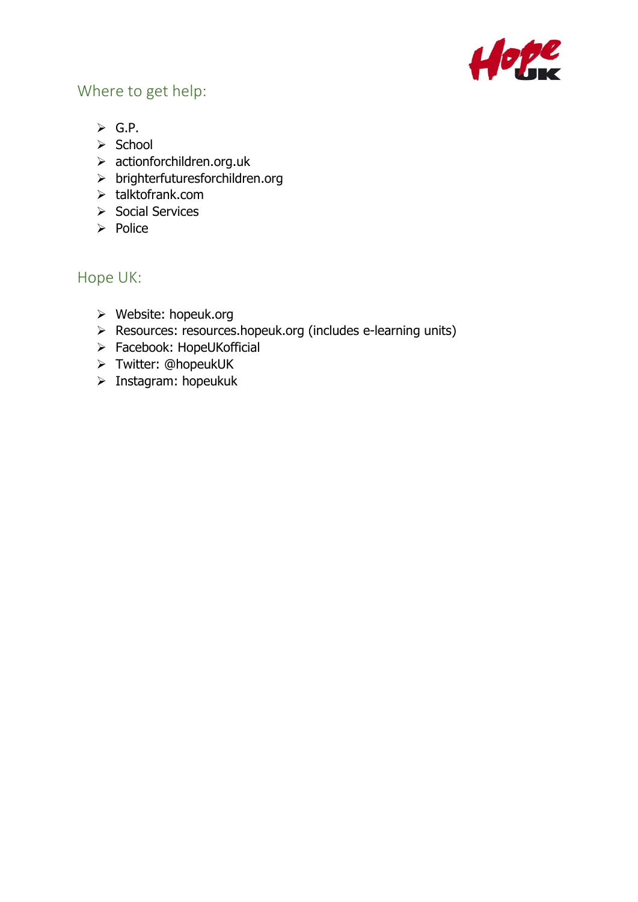## Where to get help:

- G.P.
- School
- actionforchildren.org.uk
- brighterfuturesforchildren.org
- talktofrank.com
- Social Services
- Police

## Hope UK:

- Website: hopeuk.org
- Resources: resources.hopeuk.org (includes e-learning units)
- Facebook: HopeUKofficial
- Twitter: @hopeukUK
- Instagram: hopeukuk